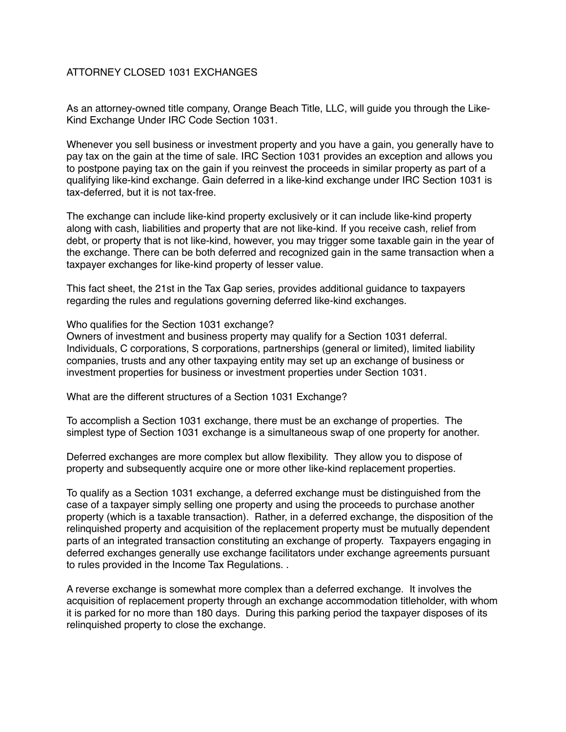# ATTORNEY CLOSED 1031 EXCHANGES

As an attorney-owned title company, Orange Beach Title, LLC, will guide you through the Like-Kind Exchange Under IRC Code Section 1031.

Whenever you sell business or investment property and you have a gain, you generally have to pay tax on the gain at the time of sale. IRC Section 1031 provides an exception and allows you to postpone paying tax on the gain if you reinvest the proceeds in similar property as part of a qualifying like-kind exchange. Gain deferred in a like-kind exchange under IRC Section 1031 is tax-deferred, but it is not tax-free.

The exchange can include like-kind property exclusively or it can include like-kind property along with cash, liabilities and property that are not like-kind. If you receive cash, relief from debt, or property that is not like-kind, however, you may trigger some taxable gain in the year of the exchange. There can be both deferred and recognized gain in the same transaction when a taxpayer exchanges for like-kind property of lesser value.

This fact sheet, the 21st in the Tax Gap series, provides additional guidance to taxpayers regarding the rules and regulations governing deferred like-kind exchanges.

Who qualifies for the Section 1031 exchange?
Owners of investment and business property may qualify for a Section 1031 deferral. Individuals, C corporations, S corporations, partnerships (general or limited), limited liability companies, trusts and any other taxpaying entity may set up an exchange of business or investment properties for business or investment properties under Section 1031.

What are the different structures of a Section 1031 Exchange?

To accomplish a Section 1031 exchange, there must be an exchange of properties. The simplest type of Section 1031 exchange is a simultaneous swap of one property for another.

Deferred exchanges are more complex but allow flexibility. They allow you to dispose of property and subsequently acquire one or more other like-kind replacement properties.

To qualify as a Section 1031 exchange, a deferred exchange must be distinguished from the case of a taxpayer simply selling one property and using the proceeds to purchase another property (which is a taxable transaction). Rather, in a deferred exchange, the disposition of the relinquished property and acquisition of the replacement property must be mutually dependent parts of an integrated transaction constituting an exchange of property. Taxpayers engaging in deferred exchanges generally use exchange facilitators under exchange agreements pursuant to rules provided in the Income Tax Regulations. .

A reverse exchange is somewhat more complex than a deferred exchange. It involves the acquisition of replacement property through an exchange accommodation titleholder, with whom it is parked for no more than 180 days. During this parking period the taxpayer disposes of its relinquished property to close the exchange.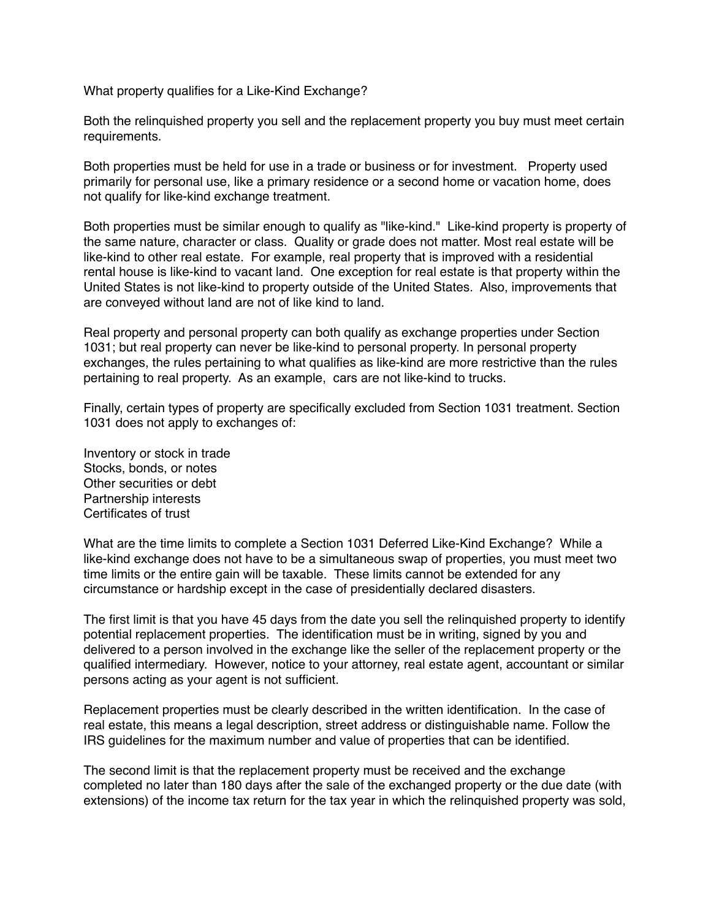What property qualifies for a Like-Kind Exchange?

Both the relinquished property you sell and the replacement property you buy must meet certain requirements.

Both properties must be held for use in a trade or business or for investment. Property used primarily for personal use, like a primary residence or a second home or vacation home, does not qualify for like-kind exchange treatment.

Both properties must be similar enough to qualify as "like-kind." Like-kind property is property of the same nature, character or class. Quality or grade does not matter. Most real estate will be like-kind to other real estate. For example, real property that is improved with a residential rental house is like-kind to vacant land. One exception for real estate is that property within the United States is not like-kind to property outside of the United States. Also, improvements that are conveyed without land are not of like kind to land.

Real property and personal property can both qualify as exchange properties under Section 1031; but real property can never be like-kind to personal property. In personal property exchanges, the rules pertaining to what qualifies as like-kind are more restrictive than the rules pertaining to real property. As an example, cars are not like-kind to trucks.

Finally, certain types of property are specifically excluded from Section 1031 treatment. Section 1031 does not apply to exchanges of:

Inventory or stock in trade
Stocks, bonds, or notes
Other securities or debt
Partnership interests
Certificates of trust

What are the time limits to complete a Section 1031 Deferred Like-Kind Exchange? While a like-kind exchange does not have to be a simultaneous swap of properties, you must meet two time limits or the entire gain will be taxable. These limits cannot be extended for any circumstance or hardship except in the case of presidentially declared disasters.

The first limit is that you have 45 days from the date you sell the relinquished property to identify potential replacement properties. The identification must be in writing, signed by you and delivered to a person involved in the exchange like the seller of the replacement property or the qualified intermediary. However, notice to your attorney, real estate agent, accountant or similar persons acting as your agent is not sufficient.

Replacement properties must be clearly described in the written identification. In the case of real estate, this means a legal description, street address or distinguishable name. Follow the IRS guidelines for the maximum number and value of properties that can be identified.

The second limit is that the replacement property must be received and the exchange completed no later than 180 days after the sale of the exchanged property or the due date (with extensions) of the income tax return for the tax year in which the relinquished property was sold,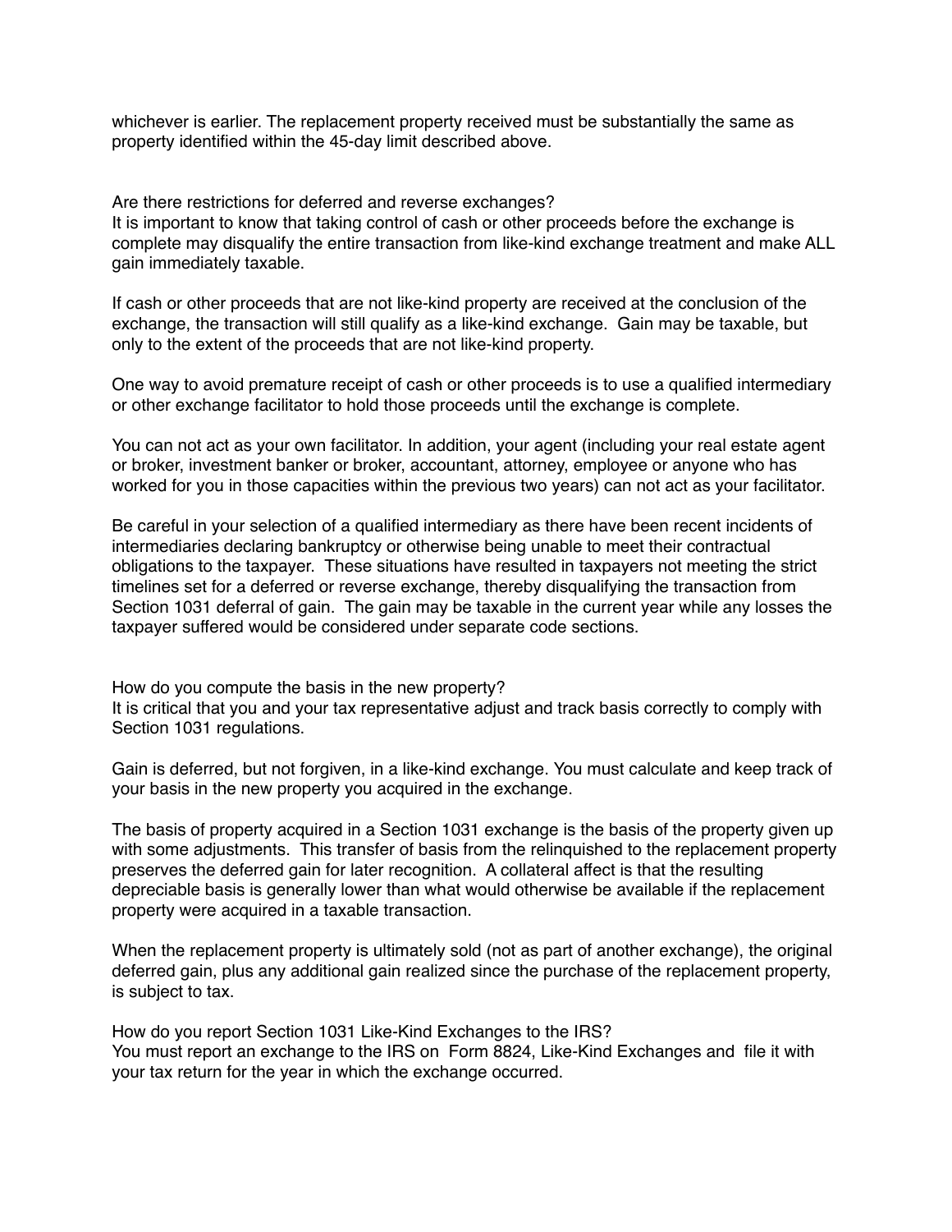whichever is earlier. The replacement property received must be substantially the same as property identified within the 45-day limit described above.

## Are there restrictions for deferred and reverse exchanges?

It is important to know that taking control of cash or other proceeds before the exchange is complete may disqualify the entire transaction from like-kind exchange treatment and make ALL gain immediately taxable.

If cash or other proceeds that are not like-kind property are received at the conclusion of the exchange, the transaction will still qualify as a like-kind exchange. Gain may be taxable, but only to the extent of the proceeds that are not like-kind property.

One way to avoid premature receipt of cash or other proceeds is to use a qualified intermediary or other exchange facilitator to hold those proceeds until the exchange is complete.

You can not act as your own facilitator. In addition, your agent (including your real estate agent or broker, investment banker or broker, accountant, attorney, employee or anyone who has worked for you in those capacities within the previous two years) can not act as your facilitator.

Be careful in your selection of a qualified intermediary as there have been recent incidents of intermediaries declaring bankruptcy or otherwise being unable to meet their contractual obligations to the taxpayer. These situations have resulted in taxpayers not meeting the strict timelines set for a deferred or reverse exchange, thereby disqualifying the transaction from Section 1031 deferral of gain. The gain may be taxable in the current year while any losses the taxpayer suffered would be considered under separate code sections.

## How do you compute the basis in the new property?

It is critical that you and your tax representative adjust and track basis correctly to comply with Section 1031 regulations.

Gain is deferred, but not forgiven, in a like-kind exchange. You must calculate and keep track of your basis in the new property you acquired in the exchange.

The basis of property acquired in a Section 1031 exchange is the basis of the property given up with some adjustments. This transfer of basis from the relinquished to the replacement property preserves the deferred gain for later recognition. A collateral affect is that the resulting depreciable basis is generally lower than what would otherwise be available if the replacement property were acquired in a taxable transaction.

When the replacement property is ultimately sold (not as part of another exchange), the original deferred gain, plus any additional gain realized since the purchase of the replacement property, is subject to tax.

## How do you report Section 1031 Like-Kind Exchanges to the IRS?

You must report an exchange to the IRS on Form 8824, Like-Kind Exchanges and file it with your tax return for the year in which the exchange occurred.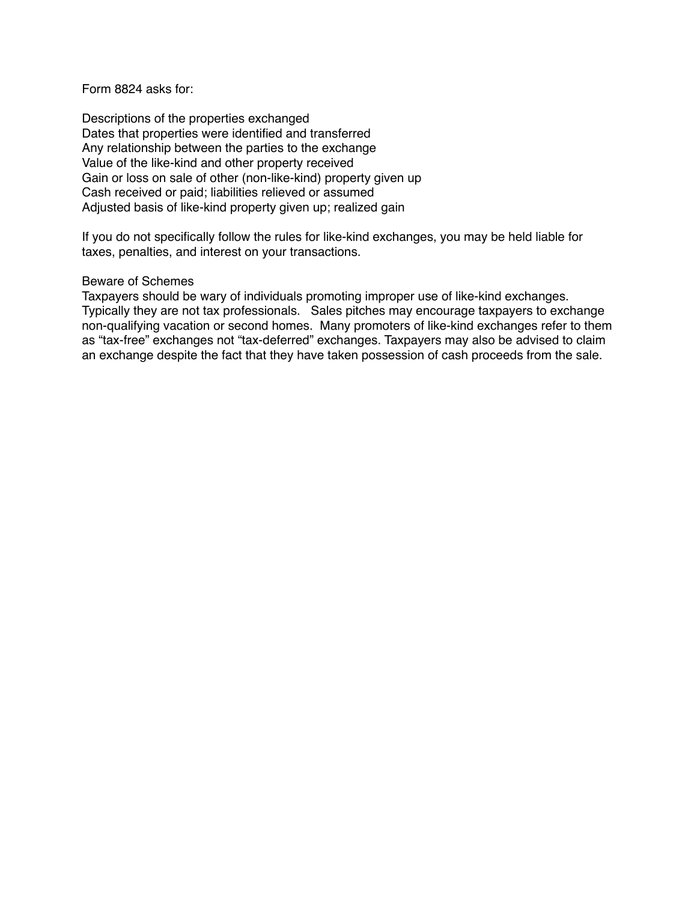Form 8824 asks for:

Descriptions of the properties exchanged
Dates that properties were identified and transferred
Any relationship between the parties to the exchange
Value of the like-kind and other property received
Gain or loss on sale of other (non-like-kind) property given up
Cash received or paid; liabilities relieved or assumed
Adjusted basis of like-kind property given up; realized gain

If you do not specifically follow the rules for like-kind exchanges, you may be held liable for taxes, penalties, and interest on your transactions.

Beware of Schemes
Taxpayers should be wary of individuals promoting improper use of like-kind exchanges. Typically they are not tax professionals. Sales pitches may encourage taxpayers to exchange non-qualifying vacation or second homes. Many promoters of like-kind exchanges refer to them as "tax-free" exchanges not "tax-deferred" exchanges. Taxpayers may also be advised to claim an exchange despite the fact that they have taken possession of cash proceeds from the sale.